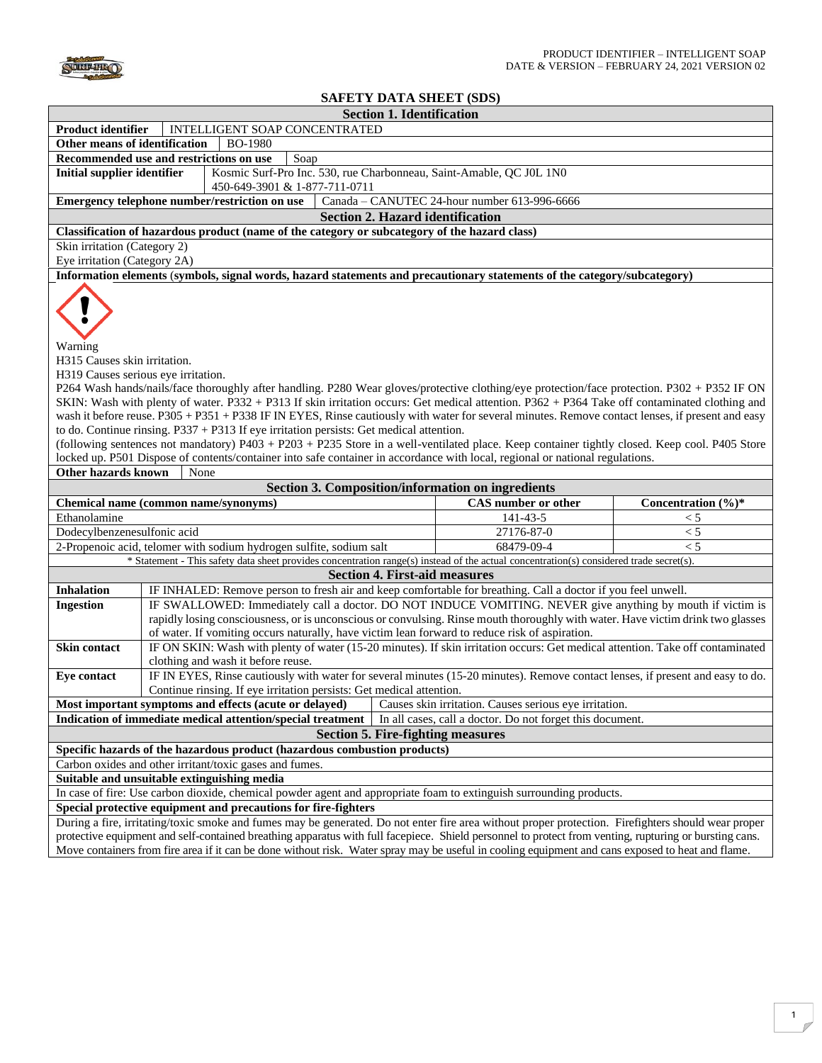PRODUCT IDENTIFIER – INTELLIGENT SOAP
DATE & VERSION – FEBRUARY 24, 2021 VERSION 02

# SAFETY DATA SHEET (SDS)

## Section 1. Identification

| | |
|---|---|
| **Product identifier** | INTELLIGENT SOAP CONCENTRATED |
| **Other means of identification** | BO-1980 |
| **Recommended use and restrictions on use** | Soap |
| **Initial supplier identifier** | Kosmic Surf-Pro Inc. 530, rue Charbonneau, Saint-Amable, QC J0L 1N0<br>450-649-3901 & 1-877-711-0711 |
| **Emergency telephone number/restriction on use** | Canada – CANUTEC 24-hour number 613-996-6666 |

## Section 2. Hazard identification

**Classification of hazardous product (name of the category or subcategory of the hazard class)**

Skin irritation (Category 2)
Eye irritation (Category 2A)

**Information elements** (symbols, signal words, hazard statements and precautionary statements of the category/subcategory)

Warning
H315 Causes skin irritation.
H319 Causes serious eye irritation.
P264 Wash hands/nails/face thoroughly after handling. P280 Wear gloves/protective clothing/eye protection/face protection. P302 + P352 IF ON SKIN: Wash with plenty of water. P332 + P313 If skin irritation occurs: Get medical attention. P362 + P364 Take off contaminated clothing and wash it before reuse. P305 + P351 + P338 IF IN EYES, Rinse cautiously with water for several minutes. Remove contact lenses, if present and easy to do. Continue rinsing. P337 + P313 If eye irritation persists: Get medical attention.
(following sentences not mandatory) P403 + P203 + P235 Store in a well-ventilated place. Keep container tightly closed. Keep cool. P405 Store locked up. P501 Dispose of contents/container into safe container in accordance with local, regional or national regulations.

**Other hazards known** None

## Section 3. Composition/information on ingredients

| Chemical name (common name/synonyms) | CAS number or other | Concentration (%)* |
|---|---|---|
| Ethanolamine | 141-43-5 | < 5 |
| Dodecylbenzenesulfonic acid | 27176-87-0 | < 5 |
| 2-Propenoic acid, telomer with sodium hydrogen sulfite, sodium salt | 68479-09-4 | < 5 |

\* Statement - This safety data sheet provides concentration range(s) instead of the actual concentration(s) considered trade secret(s).

## Section 4. First-aid measures

| | |
|---|---|
| **Inhalation** | IF INHALED: Remove person to fresh air and keep comfortable for breathing. Call a doctor if you feel unwell. |
| **Ingestion** | IF SWALLOWED: Immediately call a doctor. DO NOT INDUCE VOMITING. NEVER give anything by mouth if victim is rapidly losing consciousness, or is unconscious or convulsing. Rinse mouth thoroughly with water. Have victim drink two glasses of water. If vomiting occurs naturally, have victim lean forward to reduce risk of aspiration. |
| **Skin contact** | IF ON SKIN: Wash with plenty of water (15-20 minutes). If skin irritation occurs: Get medical attention. Take off contaminated clothing and wash it before reuse. |
| **Eye contact** | IF IN EYES, Rinse cautiously with water for several minutes (15-20 minutes). Remove contact lenses, if present and easy to do. Continue rinsing. If eye irritation persists: Get medical attention. |
| **Most important symptoms and effects (acute or delayed)** | Causes skin irritation. Causes serious eye irritation. |
| **Indication of immediate medical attention/special treatment** | In all cases, call a doctor. Do not forget this document. |

## Section 5. Fire-fighting measures

**Specific hazards of the hazardous product (hazardous combustion products)**

Carbon oxides and other irritant/toxic gases and fumes.

**Suitable and unsuitable extinguishing media**

In case of fire: Use carbon dioxide, chemical powder agent and appropriate foam to extinguish surrounding products.

**Special protective equipment and precautions for fire-fighters**

During a fire, irritating/toxic smoke and fumes may be generated. Do not enter fire area without proper protection. Firefighters should wear proper protective equipment and self-contained breathing apparatus with full facepiece. Shield personnel to protect from venting, rupturing or bursting cans. Move containers from fire area if it can be done without risk. Water spray may be useful in cooling equipment and cans exposed to heat and flame.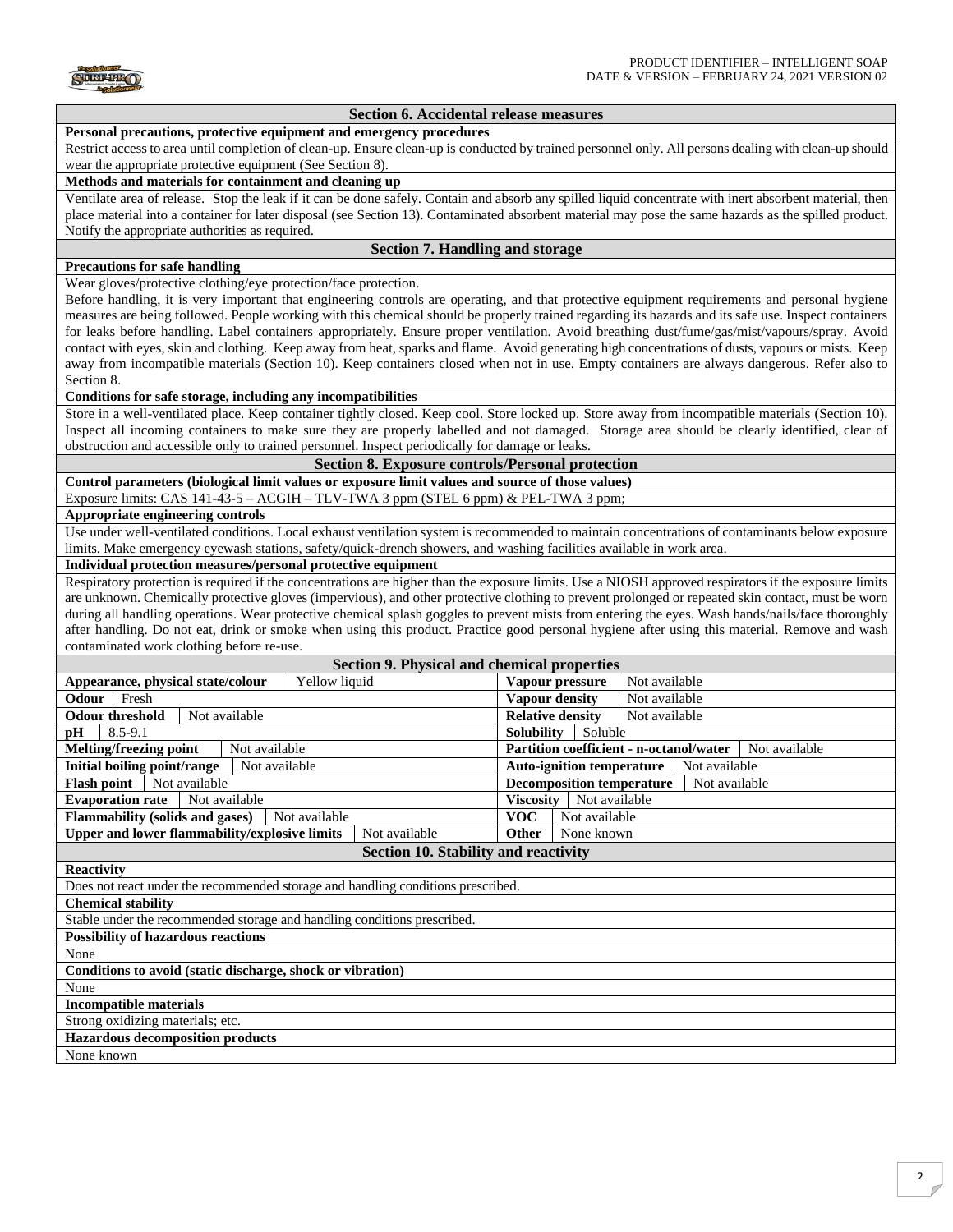## Section 6. Accidental release measures

**Personal precautions, protective equipment and emergency procedures**

Restrict access to area until completion of clean-up. Ensure clean-up is conducted by trained personnel only. All persons dealing with clean-up should wear the appropriate protective equipment (See Section 8).

**Methods and materials for containment and cleaning up**

Ventilate area of release. Stop the leak if it can be done safely. Contain and absorb any spilled liquid concentrate with inert absorbent material, then place material into a container for later disposal (see Section 13). Contaminated absorbent material may pose the same hazards as the spilled product. Notify the appropriate authorities as required.

## Section 7. Handling and storage

**Precautions for safe handling**

Wear gloves/protective clothing/eye protection/face protection.

Before handling, it is very important that engineering controls are operating, and that protective equipment requirements and personal hygiene measures are being followed. People working with this chemical should be properly trained regarding its hazards and its safe use. Inspect containers for leaks before handling. Label containers appropriately. Ensure proper ventilation. Avoid breathing dust/fume/gas/mist/vapours/spray. Avoid contact with eyes, skin and clothing. Keep away from heat, sparks and flame. Avoid generating high concentrations of dusts, vapours or mists. Keep away from incompatible materials (Section 10). Keep containers closed when not in use. Empty containers are always dangerous. Refer also to Section 8.

**Conditions for safe storage, including any incompatibilities**

Store in a well-ventilated place. Keep container tightly closed. Keep cool. Store locked up. Store away from incompatible materials (Section 10). Inspect all incoming containers to make sure they are properly labelled and not damaged. Storage area should be clearly identified, clear of obstruction and accessible only to trained personnel. Inspect periodically for damage or leaks.

## Section 8. Exposure controls/Personal protection

**Control parameters (biological limit values or exposure limit values and source of those values)**

Exposure limits: CAS 141-43-5 – ACGIH – TLV-TWA 3 ppm (STEL 6 ppm) & PEL-TWA 3 ppm;

**Appropriate engineering controls**

Use under well-ventilated conditions. Local exhaust ventilation system is recommended to maintain concentrations of contaminants below exposure limits. Make emergency eyewash stations, safety/quick-drench showers, and washing facilities available in work area.

**Individual protection measures/personal protective equipment**

Respiratory protection is required if the concentrations are higher than the exposure limits. Use a NIOSH approved respirators if the exposure limits are unknown. Chemically protective gloves (impervious), and other protective clothing to prevent prolonged or repeated skin contact, must be worn during all handling operations. Wear protective chemical splash goggles to prevent mists from entering the eyes. Wash hands/nails/face thoroughly after handling. Do not eat, drink or smoke when using this product. Practice good personal hygiene after using this material. Remove and wash contaminated work clothing before re-use.

## Section 9. Physical and chemical properties

| Property | Value | Property | Value |
|---|---|---|---|
| **Appearance, physical state/colour** | Yellow liquid | **Vapour pressure** | Not available |
| **Odour** | Fresh | **Vapour density** | Not available |
| **Odour threshold** | Not available | **Relative density** | Not available |
| **pH** | 8.5-9.1 | **Solubility** | Soluble |
| **Melting/freezing point** | Not available | **Partition coefficient - n-octanol/water** | Not available |
| **Initial boiling point/range** | Not available | **Auto-ignition temperature** | Not available |
| **Flash point** | Not available | **Decomposition temperature** | Not available |
| **Evaporation rate** | Not available | **Viscosity** | Not available |
| **Flammability (solids and gases)** | Not available | **VOC** | Not available |
| **Upper and lower flammability/explosive limits** | Not available | **Other** | None known |

## Section 10. Stability and reactivity

**Reactivity**

Does not react under the recommended storage and handling conditions prescribed.

**Chemical stability**

Stable under the recommended storage and handling conditions prescribed.

**Possibility of hazardous reactions**

None

**Conditions to avoid (static discharge, shock or vibration)**

None

**Incompatible materials**

Strong oxidizing materials; etc.

**Hazardous decomposition products**

None known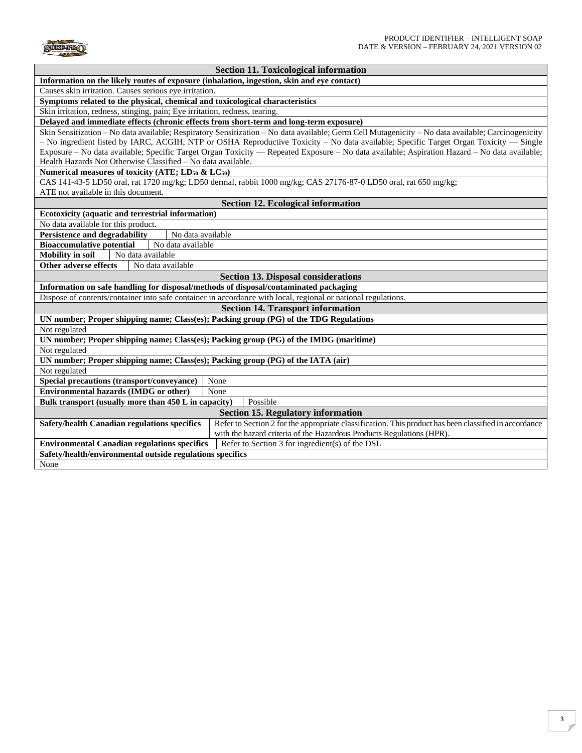## Section 11. Toxicological information

**Information on the likely routes of exposure (inhalation, ingestion, skin and eye contact)**

Causes skin irritation. Causes serious eye irritation.

**Symptoms related to the physical, chemical and toxicological characteristics**

Skin irritation, redness, stinging, pain; Eye irritation, redness, tearing.

**Delayed and immediate effects (chronic effects from short-term and long-term exposure)**

Skin Sensitization – No data available; Respiratory Sensitization – No data available; Germ Cell Mutagenicity – No data available; Carcinogenicity – No ingredient listed by IARC, ACGIH, NTP or OSHA Reproductive Toxicity – No data available; Specific Target Organ Toxicity — Single Exposure – No data available; Specific Target Organ Toxicity — Repeated Exposure – No data available; Aspiration Hazard – No data available; Health Hazards Not Otherwise Classified – No data available.

**Numerical measures of toxicity (ATE; $LD_{50}$ & $LC_{50}$)**

CAS 141-43-5 LD50 oral, rat 1720 mg/kg; LD50 dermal, rabbit 1000 mg/kg; CAS 27176-87-0 LD50 oral, rat 650 mg/kg;
ATE not available in this document.

## Section 12. Ecological information

**Ecotoxicity (aquatic and terrestrial information)**

No data available for this product.

| | |
|---|---|
| **Persistence and degradability** | No data available |
| **Bioaccumulative potential** | No data available |
| **Mobility in soil** | No data available |
| **Other adverse effects** | No data available |

## Section 13. Disposal considerations

**Information on safe handling for disposal/methods of disposal/contaminated packaging**

Dispose of contents/container into safe container in accordance with local, regional or national regulations.

## Section 14. Transport information

**UN number; Proper shipping name; Class(es); Packing group (PG) of the TDG Regulations**

Not regulated

**UN number; Proper shipping name; Class(es); Packing group (PG) of the IMDG (maritime)**

Not regulated

**UN number; Proper shipping name; Class(es); Packing group (PG) of the IATA (air)**

Not regulated

| | |
|---|---|
| **Special precautions (transport/conveyance)** | None |
| **Environmental hazards (IMDG or other)** | None |
| **Bulk transport (usually more than 450 L in capacity)** | Possible |

## Section 15. Regulatory information

| | |
|---|---|
| **Safety/health Canadian regulations specifics** | Refer to Section 2 for the appropriate classification. This product has been classified in accordance with the hazard criteria of the Hazardous Products Regulations (HPR). |
| **Environmental Canadian regulations specifics** | Refer to Section 3 for ingredient(s) of the DSL |

**Safety/health/environmental outside regulations specifics**

None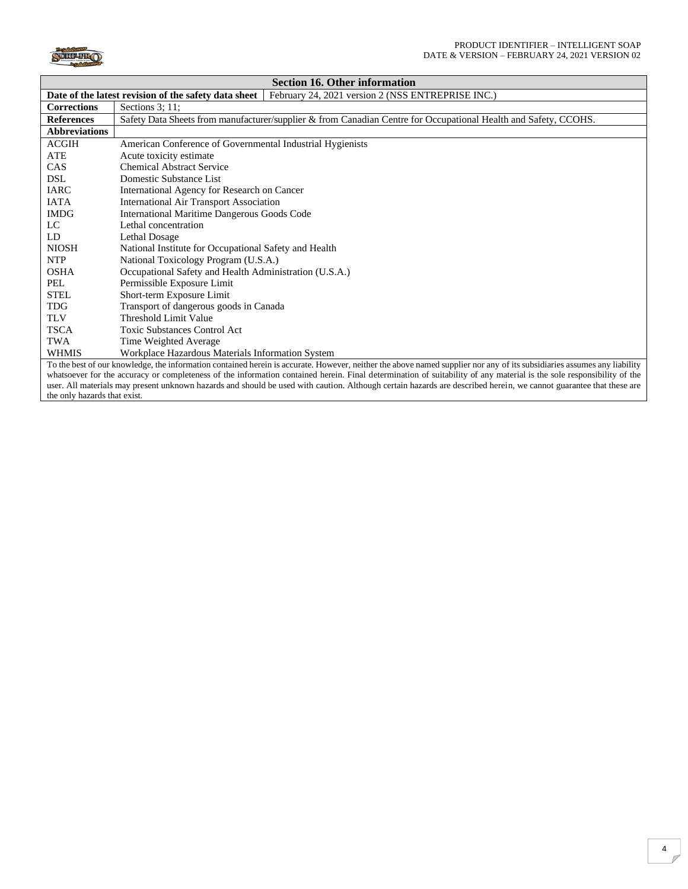## Section 16. Other information

| | |
|---|---|
| **Date of the latest revision of the safety data sheet** | February 24, 2021 version 2 (NSS ENTREPRISE INC.) |
| **Corrections** | Sections 3; 11; |
| **References** | Safety Data Sheets from manufacturer/supplier & from Canadian Centre for Occupational Health and Safety, CCOHS. |
| **Abbreviations** | |
| ACGIH | American Conference of Governmental Industrial Hygienists |
| ATE | Acute toxicity estimate |
| CAS | Chemical Abstract Service |
| DSL | Domestic Substance List |
| IARC | International Agency for Research on Cancer |
| IATA | International Air Transport Association |
| IMDG | International Maritime Dangerous Goods Code |
| LC | Lethal concentration |
| LD | Lethal Dosage |
| NIOSH | National Institute for Occupational Safety and Health |
| NTP | National Toxicology Program (U.S.A.) |
| OSHA | Occupational Safety and Health Administration (U.S.A.) |
| PEL | Permissible Exposure Limit |
| STEL | Short-term Exposure Limit |
| TDG | Transport of dangerous goods in Canada |
| TLV | Threshold Limit Value |
| TSCA | Toxic Substances Control Act |
| TWA | Time Weighted Average |
| WHMIS | Workplace Hazardous Materials Information System |

To the best of our knowledge, the information contained herein is accurate. However, neither the above named supplier nor any of its subsidiaries assumes any liability whatsoever for the accuracy or completeness of the information contained herein. Final determination of suitability of any material is the sole responsibility of the user. All materials may present unknown hazards and should be used with caution. Although certain hazards are described herein, we cannot guarantee that these are the only hazards that exist.